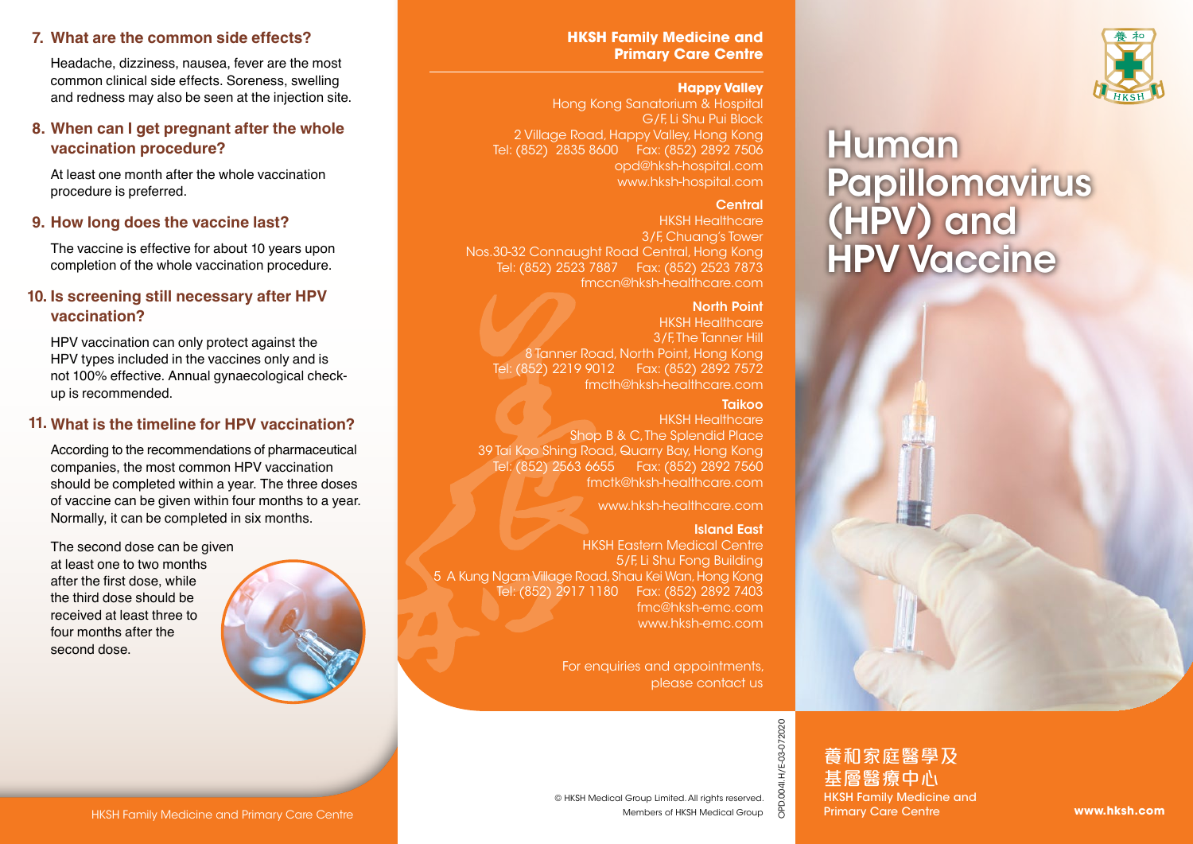## 7. What are the common side effects?

Headache, dizziness, nausea, fever are the most common clinical side effects. Soreness, swelling and redness may also be seen at the injection site.

## 8. When can I get pregnant after the whole vaccination procedure?

At least one month after the whole vaccination procedure is preferred.

## 9. How long does the vaccine last?

The vaccine is effective for about 10 years upon completion of the whole vaccination procedure.

## 10. Is screening still necessary after HPV vaccination?

HPV vaccination can only protect against the HPV types included in the vaccines only and is not 100% effective. Annual gynaecological check-up is recommended.

## 11. What is the timeline for HPV vaccination?

According to the recommendations of pharmaceutical companies, the most common HPV vaccination should be completed within a year. The three doses of vaccine can be given within four months to a year. Normally, it can be completed in six months.

The second dose can be given at least one to two months after the first dose, while the third dose should be received at least three to four months after the second dose.

## HKSH Family Medicine and Primary Care Centre

**Happy Valley**
Hong Kong Sanatorium & Hospital
G/F, Li Shu Pui Block
2 Village Road, Happy Valley, Hong Kong
Tel: (852) 2835 8600 Fax: (852) 2892 7506
opd@hksh-hospital.com
www.hksh-hospital.com

**Central**
HKSH Healthcare
3/F, Chuang's Tower
Nos.30-32 Connaught Road Central, Hong Kong
Tel: (852) 2523 7887 Fax: (852) 2523 7873
fmccn@hksh-healthcare.com

**North Point**
HKSH Healthcare
3/F, The Tanner Hill
8 Tanner Road, North Point, Hong Kong
Tel: (852) 2219 9012 Fax: (852) 2892 7572
fmcth@hksh-healthcare.com

**Taikoo**
HKSH Healthcare
Shop B & C, The Splendid Place
39 Tai Koo Shing Road, Quarry Bay, Hong Kong
Tel: (852) 2563 6655 Fax: (852) 2892 7560
fmctk@hksh-healthcare.com

www.hksh-healthcare.com

**Island East**
HKSH Eastern Medical Centre
5/F, Li Shu Fong Building
5 A Kung Ngam Village Road, Shau Kei Wan, Hong Kong
Tel: (852) 2917 1180 Fax: (852) 2892 7403
fmc@hksh-emc.com
www.hksh-emc.com

For enquiries and appointments, please contact us

© HKSH Medical Group Limited. All rights reserved.
Members of HKSH Medical Group

OPD.004I.H/E-03-072020

# Human Papillomavirus (HPV) and HPV Vaccine

養和家庭醫學及基層醫療中心
HKSH Family Medicine and Primary Care Centre

www.hksh.com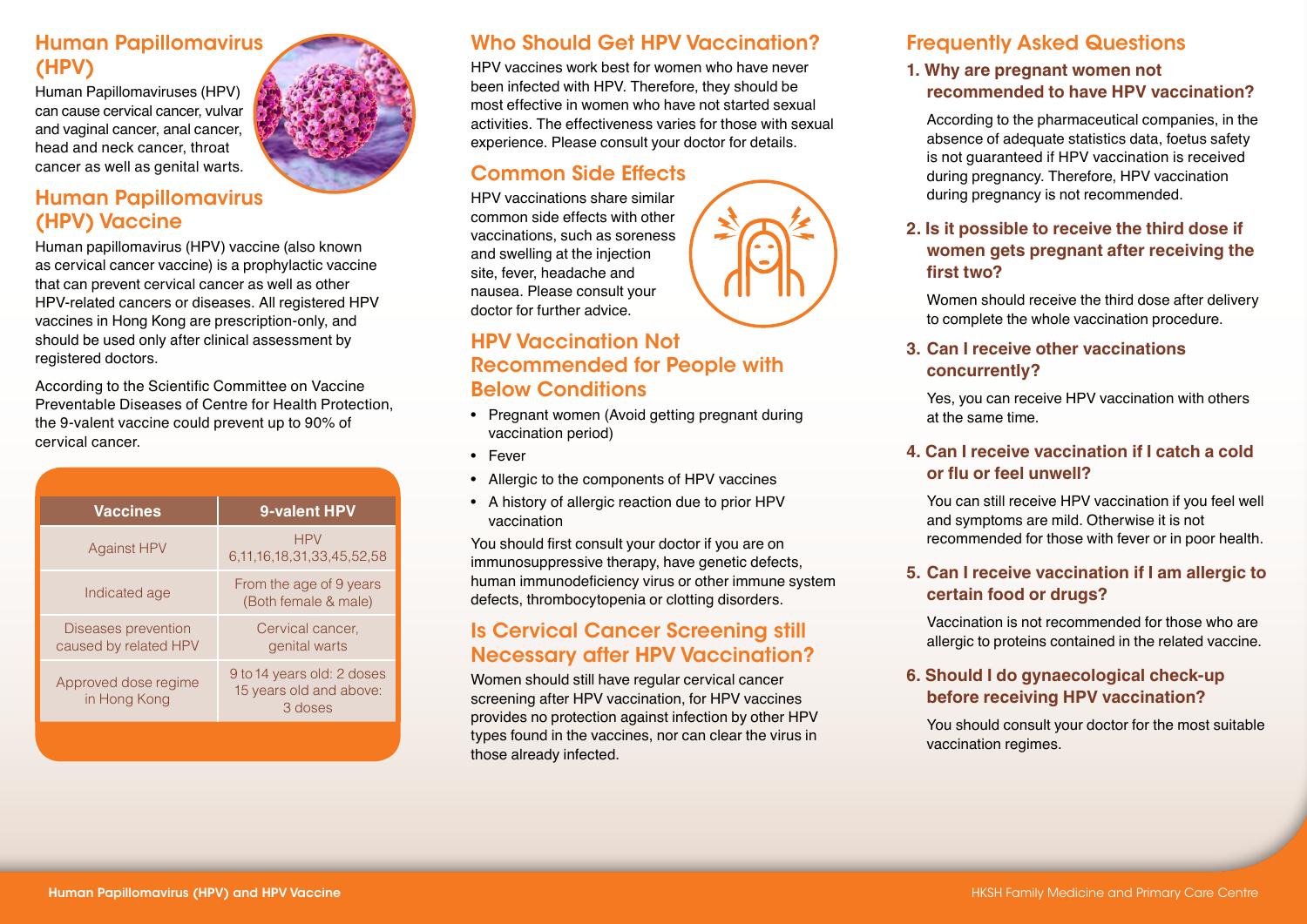## Human Papillomavirus (HPV)

Human Papillomaviruses (HPV) can cause cervical cancer, vulvar and vaginal cancer, anal cancer, head and neck cancer, throat cancer as well as genital warts.

## Human Papillomavirus (HPV) Vaccine

Human papillomavirus (HPV) vaccine (also known as cervical cancer vaccine) is a prophylactic vaccine that can prevent cervical cancer as well as other HPV-related cancers or diseases. All registered HPV vaccines in Hong Kong are prescription-only, and should be used only after clinical assessment by registered doctors.

According to the Scientific Committee on Vaccine Preventable Diseases of Centre for Health Protection, the 9-valent vaccine could prevent up to 90% of cervical cancer.

| Vaccines | 9-valent HPV |
|---|---|
| Against HPV | HPV 6,11,16,18,31,33,45,52,58 |
| Indicated age | From the age of 9 years (Both female & male) |
| Diseases prevention caused by related HPV | Cervical cancer, genital warts |
| Approved dose regime in Hong Kong | 9 to 14 years old: 2 doses 15 years old and above: 3 doses |

## Who Should Get HPV Vaccination?

HPV vaccines work best for women who have never been infected with HPV. Therefore, they should be most effective in women who have not started sexual activities. The effectiveness varies for those with sexual experience. Please consult your doctor for details.

## Common Side Effects

HPV vaccinations share similar common side effects with other vaccinations, such as soreness and swelling at the injection site, fever, headache and nausea. Please consult your doctor for further advice.

## HPV Vaccination Not Recommended for People with Below Conditions

- Pregnant women (Avoid getting pregnant during vaccination period)
- Fever
- Allergic to the components of HPV vaccines
- A history of allergic reaction due to prior HPV vaccination

You should first consult your doctor if you are on immunosuppressive therapy, have genetic defects, human immunodeficiency virus or other immune system defects, thrombocytopenia or clotting disorders.

## Is Cervical Cancer Screening still Necessary after HPV Vaccination?

Women should still have regular cervical cancer screening after HPV vaccination, for HPV vaccines provides no protection against infection by other HPV types found in the vaccines, nor can clear the virus in those already infected.

## Frequently Asked Questions

**1. Why are pregnant women not recommended to have HPV vaccination?**

According to the pharmaceutical companies, in the absence of adequate statistics data, foetus safety is not guaranteed if HPV vaccination is received during pregnancy. Therefore, HPV vaccination during pregnancy is not recommended.

**2. Is it possible to receive the third dose if women gets pregnant after receiving the first two?**

Women should receive the third dose after delivery to complete the whole vaccination procedure.

**3. Can I receive other vaccinations concurrently?**

Yes, you can receive HPV vaccination with others at the same time.

**4. Can I receive vaccination if I catch a cold or flu or feel unwell?**

You can still receive HPV vaccination if you feel well and symptoms are mild. Otherwise it is not recommended for those with fever or in poor health.

**5. Can I receive vaccination if I am allergic to certain food or drugs?**

Vaccination is not recommended for those who are allergic to proteins contained in the related vaccine.

**6. Should I do gynaecological check-up before receiving HPV vaccination?**

You should consult your doctor for the most suitable vaccination regimes.